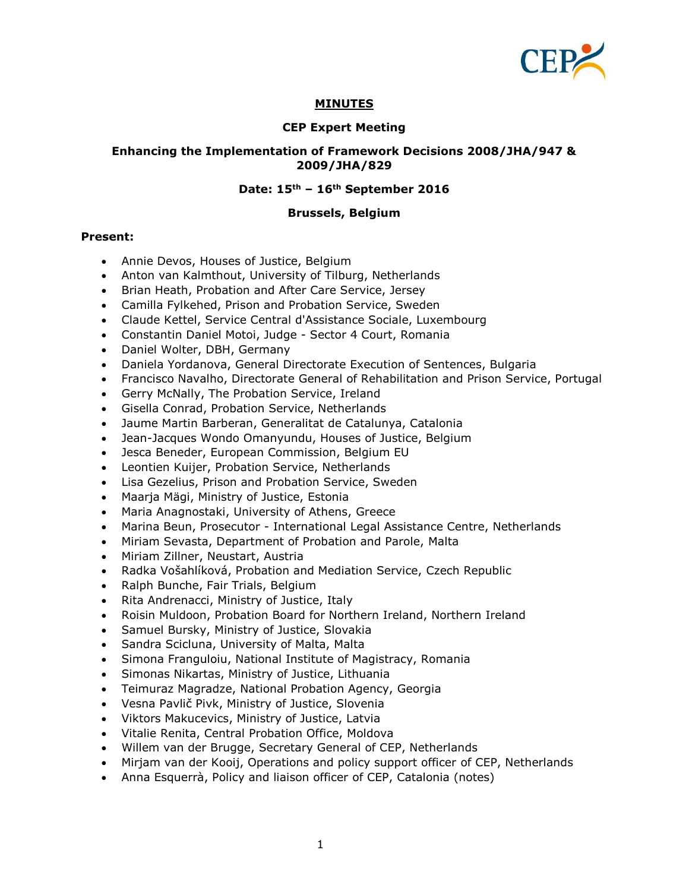# MINUTES

## CEP Expert Meeting

## Enhancing the Implementation of Framework Decisions 2008/JHA/947 & 2009/JHA/829

**Date: 15th – 16th September 2016**

**Brussels, Belgium**

**Present:**

- Annie Devos, Houses of Justice, Belgium
- Anton van Kalmthout, University of Tilburg, Netherlands
- Brian Heath, Probation and After Care Service, Jersey
- Camilla Fylkehed, Prison and Probation Service, Sweden
- Claude Kettel, Service Central d'Assistance Sociale, Luxembourg
- Constantin Daniel Motoi, Judge - Sector 4 Court, Romania
- Daniel Wolter, DBH, Germany
- Daniela Yordanova, General Directorate Execution of Sentences, Bulgaria
- Francisco Navalho, Directorate General of Rehabilitation and Prison Service, Portugal
- Gerry McNally, The Probation Service, Ireland
- Gisella Conrad, Probation Service, Netherlands
- Jaume Martin Barberan, Generalitat de Catalunya, Catalonia
- Jean-Jacques Wondo Omanyundu, Houses of Justice, Belgium
- Jesca Beneder, European Commission, Belgium EU
- Leontien Kuijer, Probation Service, Netherlands
- Lisa Gezelius, Prison and Probation Service, Sweden
- Maarja Mägi, Ministry of Justice, Estonia
- Maria Anagnostaki, University of Athens, Greece
- Marina Beun, Prosecutor - International Legal Assistance Centre, Netherlands
- Miriam Sevasta, Department of Probation and Parole, Malta
- Miriam Zillner, Neustart, Austria
- Radka Vošahlíková, Probation and Mediation Service, Czech Republic
- Ralph Bunche, Fair Trials, Belgium
- Rita Andrenacci, Ministry of Justice, Italy
- Roisin Muldoon, Probation Board for Northern Ireland, Northern Ireland
- Samuel Bursky, Ministry of Justice, Slovakia
- Sandra Scicluna, University of Malta, Malta
- Simona Franguloiu, National Institute of Magistracy, Romania
- Simonas Nikartas, Ministry of Justice, Lithuania
- Teimuraz Magradze, National Probation Agency, Georgia
- Vesna Pavlič Pivk, Ministry of Justice, Slovenia
- Viktors Makucevics, Ministry of Justice, Latvia
- Vitalie Renita, Central Probation Office, Moldova
- Willem van der Brugge, Secretary General of CEP, Netherlands
- Mirjam van der Kooij, Operations and policy support officer of CEP, Netherlands
- Anna Esquerrà, Policy and liaison officer of CEP, Catalonia (notes)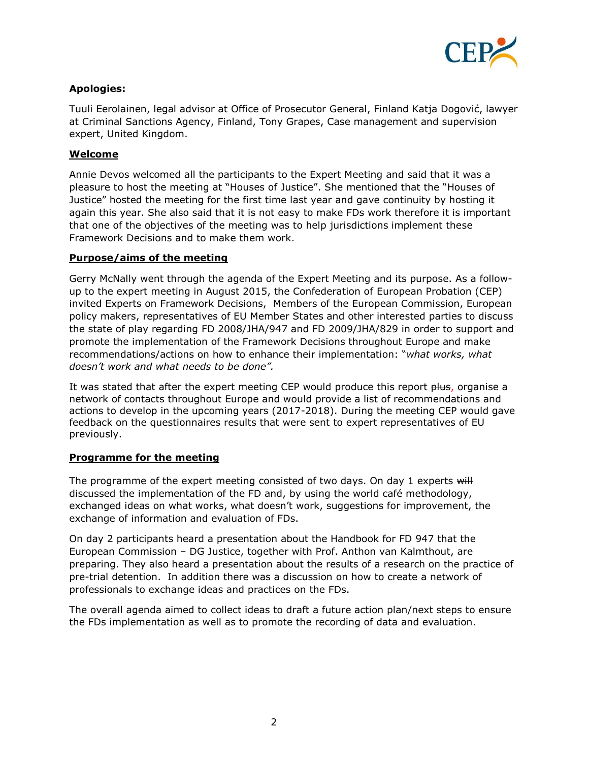**Apologies:**

Tuuli Eerolainen, legal advisor at Office of Prosecutor General, Finland Katja Dogović, lawyer at Criminal Sanctions Agency, Finland, Tony Grapes, Case management and supervision expert, United Kingdom.

**Welcome**

Annie Devos welcomed all the participants to the Expert Meeting and said that it was a pleasure to host the meeting at "Houses of Justice". She mentioned that the "Houses of Justice" hosted the meeting for the first time last year and gave continuity by hosting it again this year. She also said that it is not easy to make FDs work therefore it is important that one of the objectives of the meeting was to help jurisdictions implement these Framework Decisions and to make them work.

**Purpose/aims of the meeting**

Gerry McNally went through the agenda of the Expert Meeting and its purpose. As a follow-up to the expert meeting in August 2015, the Confederation of European Probation (CEP) invited Experts on Framework Decisions, Members of the European Commission, European policy makers, representatives of EU Member States and other interested parties to discuss the state of play regarding FD 2008/JHA/947 and FD 2009/JHA/829 in order to support and promote the implementation of the Framework Decisions throughout Europe and make recommendations/actions on how to enhance their implementation: "*what works, what doesn't work and what needs to be done".*

It was stated that after the expert meeting CEP would produce this report ~~plus~~, organise a network of contacts throughout Europe and would provide a list of recommendations and actions to develop in the upcoming years (2017-2018). During the meeting CEP would gave feedback on the questionnaires results that were sent to expert representatives of EU previously.

**Programme for the meeting**

The programme of the expert meeting consisted of two days. On day 1 experts ~~will~~ discussed the implementation of the FD and, ~~by~~ using the world café methodology, exchanged ideas on what works, what doesn't work, suggestions for improvement, the exchange of information and evaluation of FDs.

On day 2 participants heard a presentation about the Handbook for FD 947 that the European Commission – DG Justice, together with Prof. Anthon van Kalmthout, are preparing. They also heard a presentation about the results of a research on the practice of pre-trial detention. In addition there was a discussion on how to create a network of professionals to exchange ideas and practices on the FDs.

The overall agenda aimed to collect ideas to draft a future action plan/next steps to ensure the FDs implementation as well as to promote the recording of data and evaluation.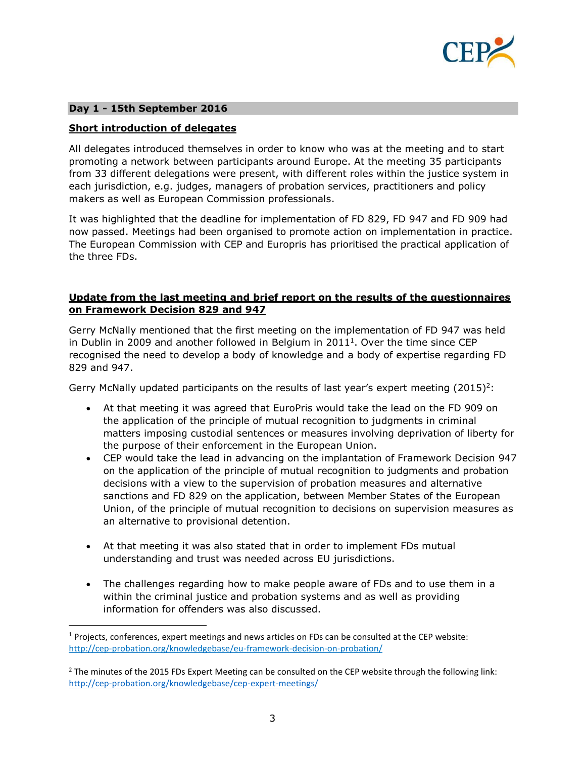**Day 1 - 15th September 2016**

**Short introduction of delegates**

All delegates introduced themselves in order to know who was at the meeting and to start promoting a network between participants around Europe. At the meeting 35 participants from 33 different delegations were present, with different roles within the justice system in each jurisdiction, e.g. judges, managers of probation services, practitioners and policy makers as well as European Commission professionals.

It was highlighted that the deadline for implementation of FD 829, FD 947 and FD 909 had now passed. Meetings had been organised to promote action on implementation in practice. The European Commission with CEP and Europris has prioritised the practical application of the three FDs.

**Update from the last meeting and brief report on the results of the questionnaires on Framework Decision 829 and 947**

Gerry McNally mentioned that the first meeting on the implementation of FD 947 was held in Dublin in 2009 and another followed in Belgium in 2011[1]. Over the time since CEP recognised the need to develop a body of knowledge and a body of expertise regarding FD 829 and 947.

Gerry McNally updated participants on the results of last year's expert meeting (2015)[2]:

- At that meeting it was agreed that EuroPris would take the lead on the FD 909 on the application of the principle of mutual recognition to judgments in criminal matters imposing custodial sentences or measures involving deprivation of liberty for the purpose of their enforcement in the European Union.
- CEP would take the lead in advancing on the implantation of Framework Decision 947 on the application of the principle of mutual recognition to judgments and probation decisions with a view to the supervision of probation measures and alternative sanctions and FD 829 on the application, between Member States of the European Union, of the principle of mutual recognition to decisions on supervision measures as an alternative to provisional detention.
- At that meeting it was also stated that in order to implement FDs mutual understanding and trust was needed across EU jurisdictions.
- The challenges regarding how to make people aware of FDs and to use them in a within the criminal justice and probation systems ~~and~~ as well as providing information for offenders was also discussed.

[1] Projects, conferences, expert meetings and news articles on FDs can be consulted at the CEP website: http://cep-probation.org/knowledgebase/eu-framework-decision-on-probation/

[2] The minutes of the 2015 FDs Expert Meeting can be consulted on the CEP website through the following link: http://cep-probation.org/knowledgebase/cep-expert-meetings/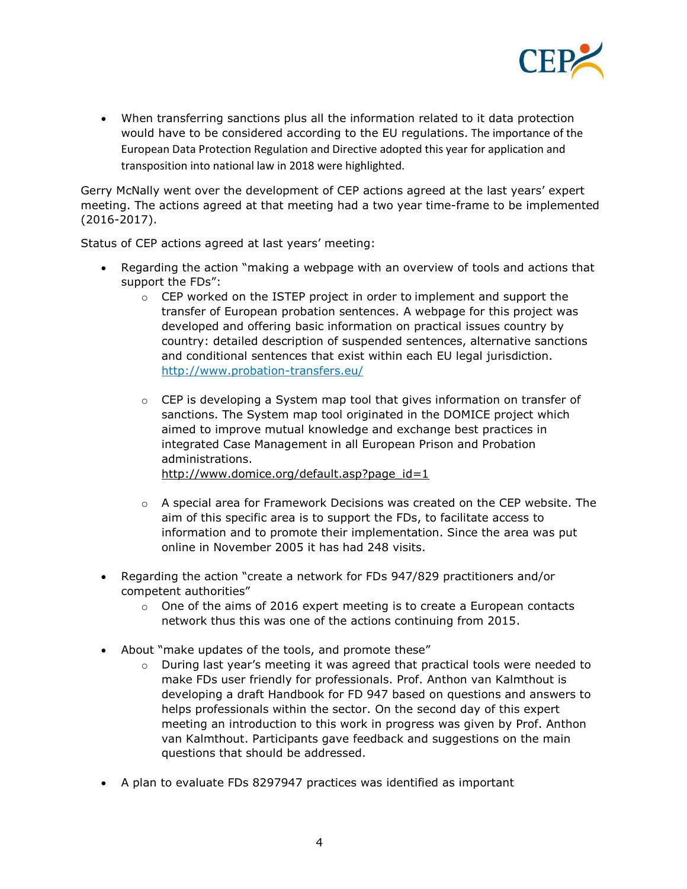- When transferring sanctions plus all the information related to it data protection would have to be considered according to the EU regulations. The importance of the European Data Protection Regulation and Directive adopted this year for application and transposition into national law in 2018 were highlighted.

Gerry McNally went over the development of CEP actions agreed at the last years' expert meeting. The actions agreed at that meeting had a two year time-frame to be implemented (2016-2017).

Status of CEP actions agreed at last years' meeting:

- Regarding the action "making a webpage with an overview of tools and actions that support the FDs":
  - CEP worked on the ISTEP project in order to implement and support the transfer of European probation sentences. A webpage for this project was developed and offering basic information on practical issues country by country: detailed description of suspended sentences, alternative sanctions and conditional sentences that exist within each EU legal jurisdiction. http://www.probation-transfers.eu/
  - CEP is developing a System map tool that gives information on transfer of sanctions. The System map tool originated in the DOMICE project which aimed to improve mutual knowledge and exchange best practices in integrated Case Management in all European Prison and Probation administrations. http://www.domice.org/default.asp?page_id=1
  - A special area for Framework Decisions was created on the CEP website. The aim of this specific area is to support the FDs, to facilitate access to information and to promote their implementation. Since the area was put online in November 2005 it has had 248 visits.
- Regarding the action "create a network for FDs 947/829 practitioners and/or competent authorities"
  - One of the aims of 2016 expert meeting is to create a European contacts network thus this was one of the actions continuing from 2015.
- About "make updates of the tools, and promote these"
  - During last year's meeting it was agreed that practical tools were needed to make FDs user friendly for professionals. Prof. Anthon van Kalmthout is developing a draft Handbook for FD 947 based on questions and answers to helps professionals within the sector. On the second day of this expert meeting an introduction to this work in progress was given by Prof. Anthon van Kalmthout. Participants gave feedback and suggestions on the main questions that should be addressed.
- A plan to evaluate FDs 8297947 practices was identified as important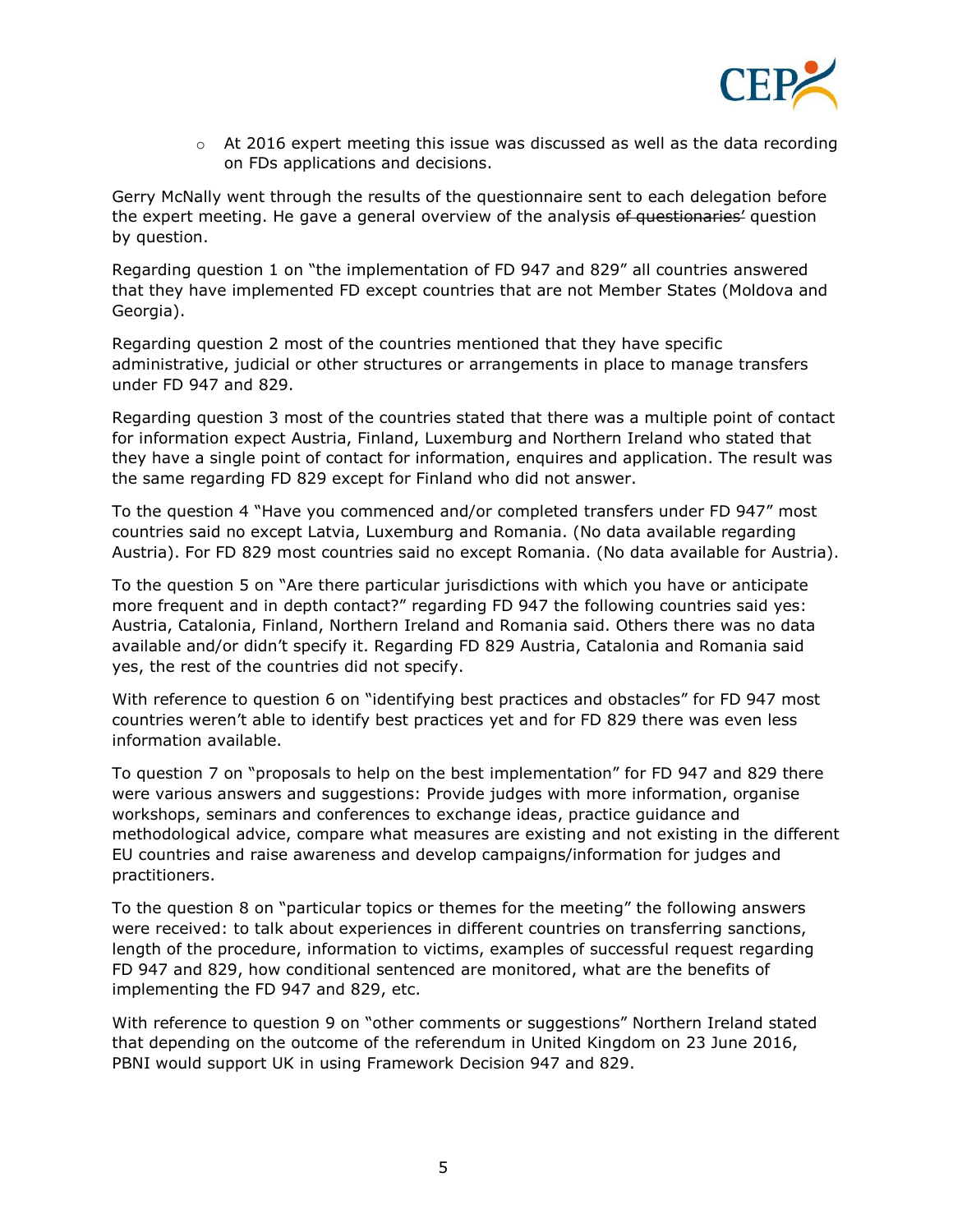- At 2016 expert meeting this issue was discussed as well as the data recording on FDs applications and decisions.

Gerry McNally went through the results of the questionnaire sent to each delegation before the expert meeting. He gave a general overview of the analysis ~~of questionaries'~~ question by question.

Regarding question 1 on "the implementation of FD 947 and 829" all countries answered that they have implemented FD except countries that are not Member States (Moldova and Georgia).

Regarding question 2 most of the countries mentioned that they have specific administrative, judicial or other structures or arrangements in place to manage transfers under FD 947 and 829.

Regarding question 3 most of the countries stated that there was a multiple point of contact for information expect Austria, Finland, Luxemburg and Northern Ireland who stated that they have a single point of contact for information, enquires and application. The result was the same regarding FD 829 except for Finland who did not answer.

To the question 4 "Have you commenced and/or completed transfers under FD 947" most countries said no except Latvia, Luxemburg and Romania. (No data available regarding Austria). For FD 829 most countries said no except Romania. (No data available for Austria).

To the question 5 on "Are there particular jurisdictions with which you have or anticipate more frequent and in depth contact?" regarding FD 947 the following countries said yes: Austria, Catalonia, Finland, Northern Ireland and Romania said. Others there was no data available and/or didn't specify it. Regarding FD 829 Austria, Catalonia and Romania said yes, the rest of the countries did not specify.

With reference to question 6 on "identifying best practices and obstacles" for FD 947 most countries weren't able to identify best practices yet and for FD 829 there was even less information available.

To question 7 on "proposals to help on the best implementation" for FD 947 and 829 there were various answers and suggestions: Provide judges with more information, organise workshops, seminars and conferences to exchange ideas, practice guidance and methodological advice, compare what measures are existing and not existing in the different EU countries and raise awareness and develop campaigns/information for judges and practitioners.

To the question 8 on "particular topics or themes for the meeting" the following answers were received: to talk about experiences in different countries on transferring sanctions, length of the procedure, information to victims, examples of successful request regarding FD 947 and 829, how conditional sentenced are monitored, what are the benefits of implementing the FD 947 and 829, etc.

With reference to question 9 on "other comments or suggestions" Northern Ireland stated that depending on the outcome of the referendum in United Kingdom on 23 June 2016, PBNI would support UK in using Framework Decision 947 and 829.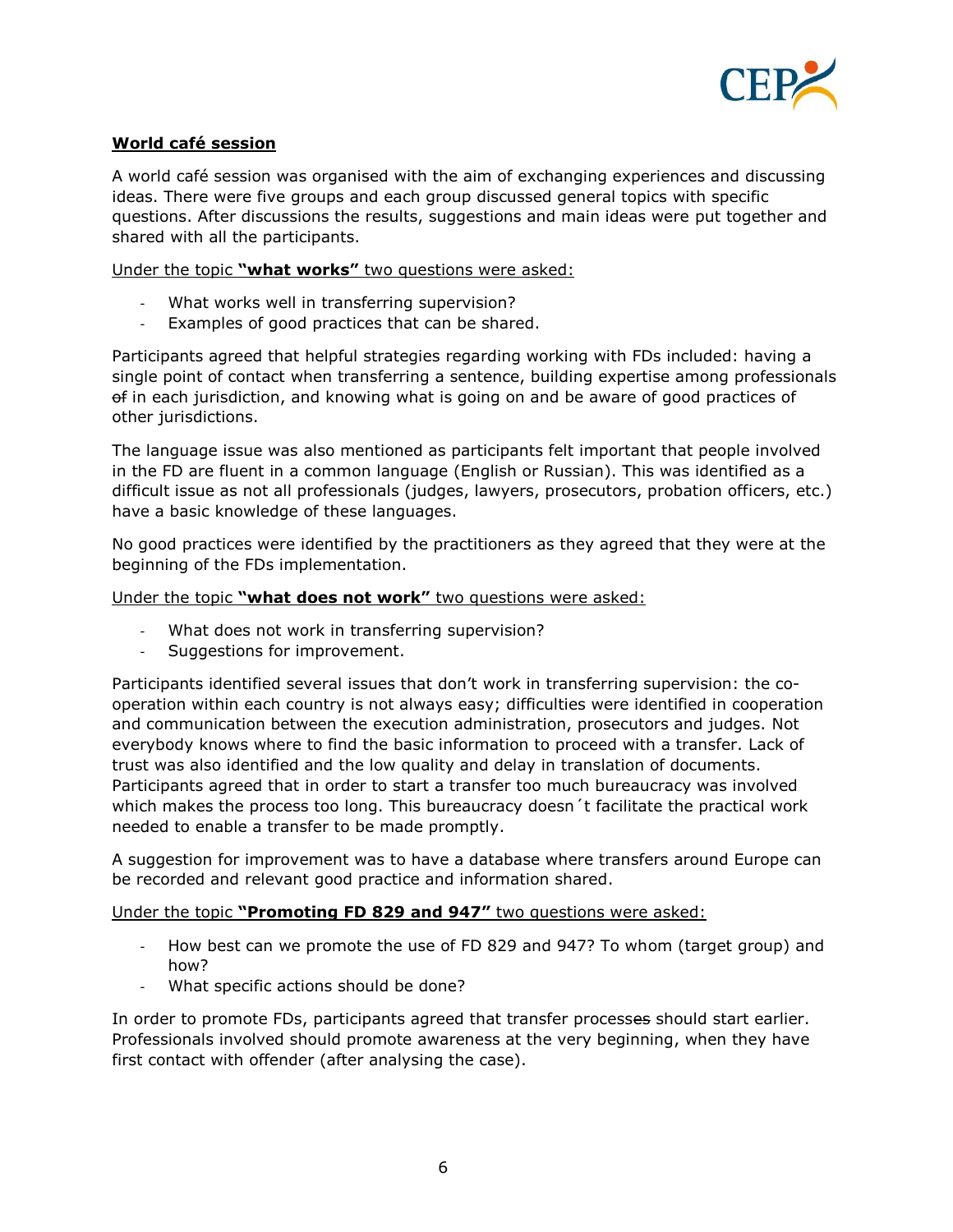**World café session**

A world café session was organised with the aim of exchanging experiences and discussing ideas. There were five groups and each group discussed general topics with specific questions. After discussions the results, suggestions and main ideas were put together and shared with all the participants.

Under the topic **"what works"** two questions were asked:

- What works well in transferring supervision?
- Examples of good practices that can be shared.

Participants agreed that helpful strategies regarding working with FDs included: having a single point of contact when transferring a sentence, building expertise among professionals ~~of~~ in each jurisdiction, and knowing what is going on and be aware of good practices of other jurisdictions.

The language issue was also mentioned as participants felt important that people involved in the FD are fluent in a common language (English or Russian). This was identified as a difficult issue as not all professionals (judges, lawyers, prosecutors, probation officers, etc.) have a basic knowledge of these languages.

No good practices were identified by the practitioners as they agreed that they were at the beginning of the FDs implementation.

Under the topic **"what does not work"** two questions were asked:

- What does not work in transferring supervision?
- Suggestions for improvement.

Participants identified several issues that don't work in transferring supervision: the co-operation within each country is not always easy; difficulties were identified in cooperation and communication between the execution administration, prosecutors and judges. Not everybody knows where to find the basic information to proceed with a transfer. Lack of trust was also identified and the low quality and delay in translation of documents. Participants agreed that in order to start a transfer too much bureaucracy was involved which makes the process too long. This bureaucracy doesn´t facilitate the practical work needed to enable a transfer to be made promptly.

A suggestion for improvement was to have a database where transfers around Europe can be recorded and relevant good practice and information shared.

Under the topic **"Promoting FD 829 and 947"** two questions were asked:

- How best can we promote the use of FD 829 and 947? To whom (target group) and how?
- What specific actions should be done?

In order to promote FDs, participants agreed that transfer process~~es~~ should start earlier. Professionals involved should promote awareness at the very beginning, when they have first contact with offender (after analysing the case).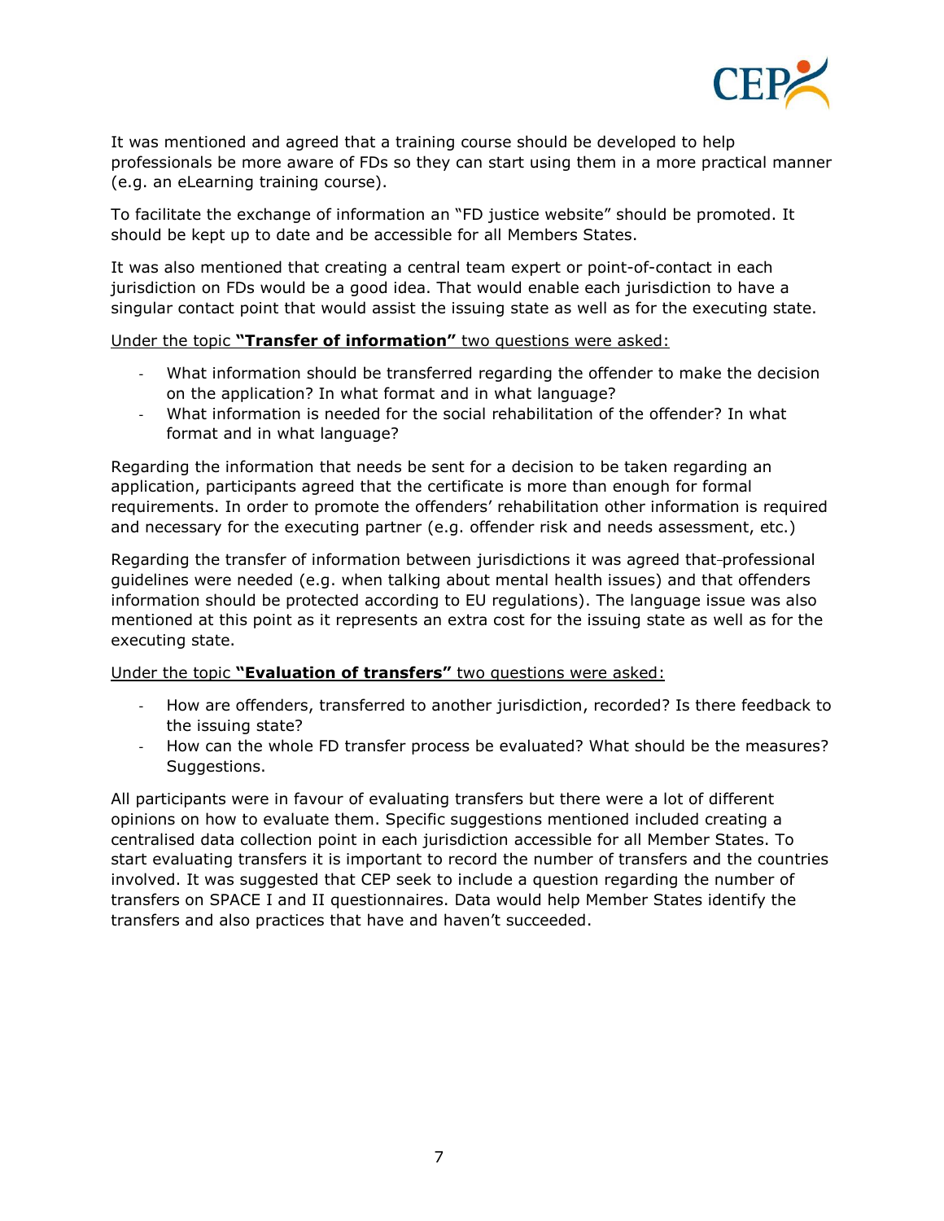It was mentioned and agreed that a training course should be developed to help professionals be more aware of FDs so they can start using them in a more practical manner (e.g. an eLearning training course).

To facilitate the exchange of information an "FD justice website" should be promoted. It should be kept up to date and be accessible for all Members States.

It was also mentioned that creating a central team expert or point-of-contact in each jurisdiction on FDs would be a good idea. That would enable each jurisdiction to have a singular contact point that would assist the issuing state as well as for the executing state.

<u>Under the topic **"Transfer of information"** two questions were asked:</u>

- What information should be transferred regarding the offender to make the decision on the application? In what format and in what language?
- What information is needed for the social rehabilitation of the offender? In what format and in what language?

Regarding the information that needs be sent for a decision to be taken regarding an application, participants agreed that the certificate is more than enough for formal requirements. In order to promote the offenders' rehabilitation other information is required and necessary for the executing partner (e.g. offender risk and needs assessment, etc.)

Regarding the transfer of information between jurisdictions it was agreed that professional guidelines were needed (e.g. when talking about mental health issues) and that offenders information should be protected according to EU regulations). The language issue was also mentioned at this point as it represents an extra cost for the issuing state as well as for the executing state.

<u>Under the topic **"Evaluation of transfers"** two questions were asked:</u>

- How are offenders, transferred to another jurisdiction, recorded? Is there feedback to the issuing state?
- How can the whole FD transfer process be evaluated? What should be the measures? Suggestions.

All participants were in favour of evaluating transfers but there were a lot of different opinions on how to evaluate them. Specific suggestions mentioned included creating a centralised data collection point in each jurisdiction accessible for all Member States. To start evaluating transfers it is important to record the number of transfers and the countries involved. It was suggested that CEP seek to include a question regarding the number of transfers on SPACE I and II questionnaires. Data would help Member States identify the transfers and also practices that have and haven't succeeded.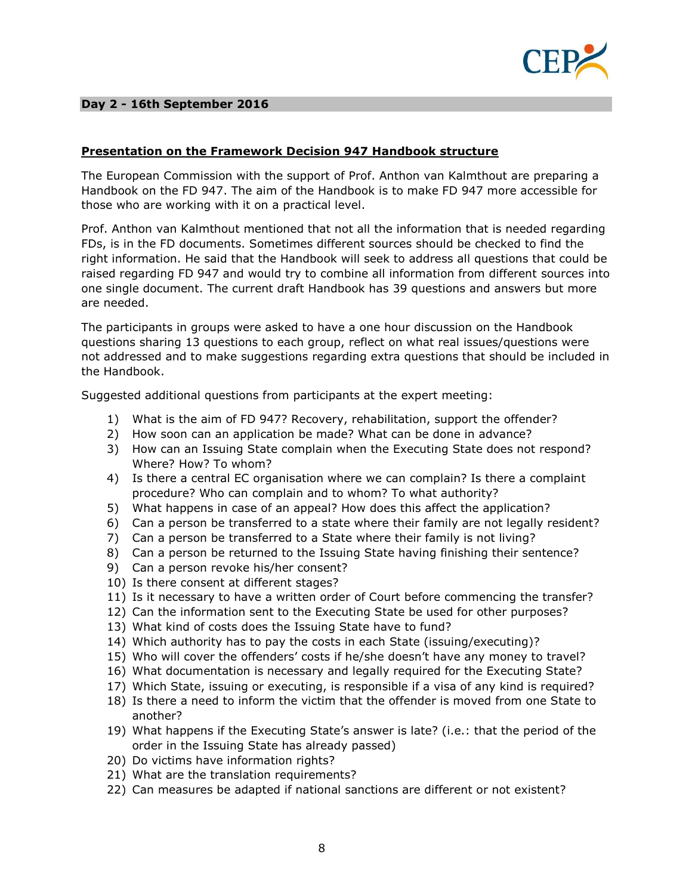**Day 2 - 16th September 2016**

## Presentation on the Framework Decision 947 Handbook structure

The European Commission with the support of Prof. Anthon van Kalmthout are preparing a Handbook on the FD 947. The aim of the Handbook is to make FD 947 more accessible for those who are working with it on a practical level.

Prof. Anthon van Kalmthout mentioned that not all the information that is needed regarding FDs, is in the FD documents. Sometimes different sources should be checked to find the right information. He said that the Handbook will seek to address all questions that could be raised regarding FD 947 and would try to combine all information from different sources into one single document. The current draft Handbook has 39 questions and answers but more are needed.

The participants in groups were asked to have a one hour discussion on the Handbook questions sharing 13 questions to each group, reflect on what real issues/questions were not addressed and to make suggestions regarding extra questions that should be included in the Handbook.

Suggested additional questions from participants at the expert meeting:

1) What is the aim of FD 947? Recovery, rehabilitation, support the offender?
2) How soon can an application be made? What can be done in advance?
3) How can an Issuing State complain when the Executing State does not respond? Where? How? To whom?
4) Is there a central EC organisation where we can complain? Is there a complaint procedure? Who can complain and to whom? To what authority?
5) What happens in case of an appeal? How does this affect the application?
6) Can a person be transferred to a state where their family are not legally resident?
7) Can a person be transferred to a State where their family is not living?
8) Can a person be returned to the Issuing State having finishing their sentence?
9) Can a person revoke his/her consent?
10) Is there consent at different stages?
11) Is it necessary to have a written order of Court before commencing the transfer?
12) Can the information sent to the Executing State be used for other purposes?
13) What kind of costs does the Issuing State have to fund?
14) Which authority has to pay the costs in each State (issuing/executing)?
15) Who will cover the offenders' costs if he/she doesn't have any money to travel?
16) What documentation is necessary and legally required for the Executing State?
17) Which State, issuing or executing, is responsible if a visa of any kind is required?
18) Is there a need to inform the victim that the offender is moved from one State to another?
19) What happens if the Executing State's answer is late? (i.e.: that the period of the order in the Issuing State has already passed)
20) Do victims have information rights?
21) What are the translation requirements?
22) Can measures be adapted if national sanctions are different or not existent?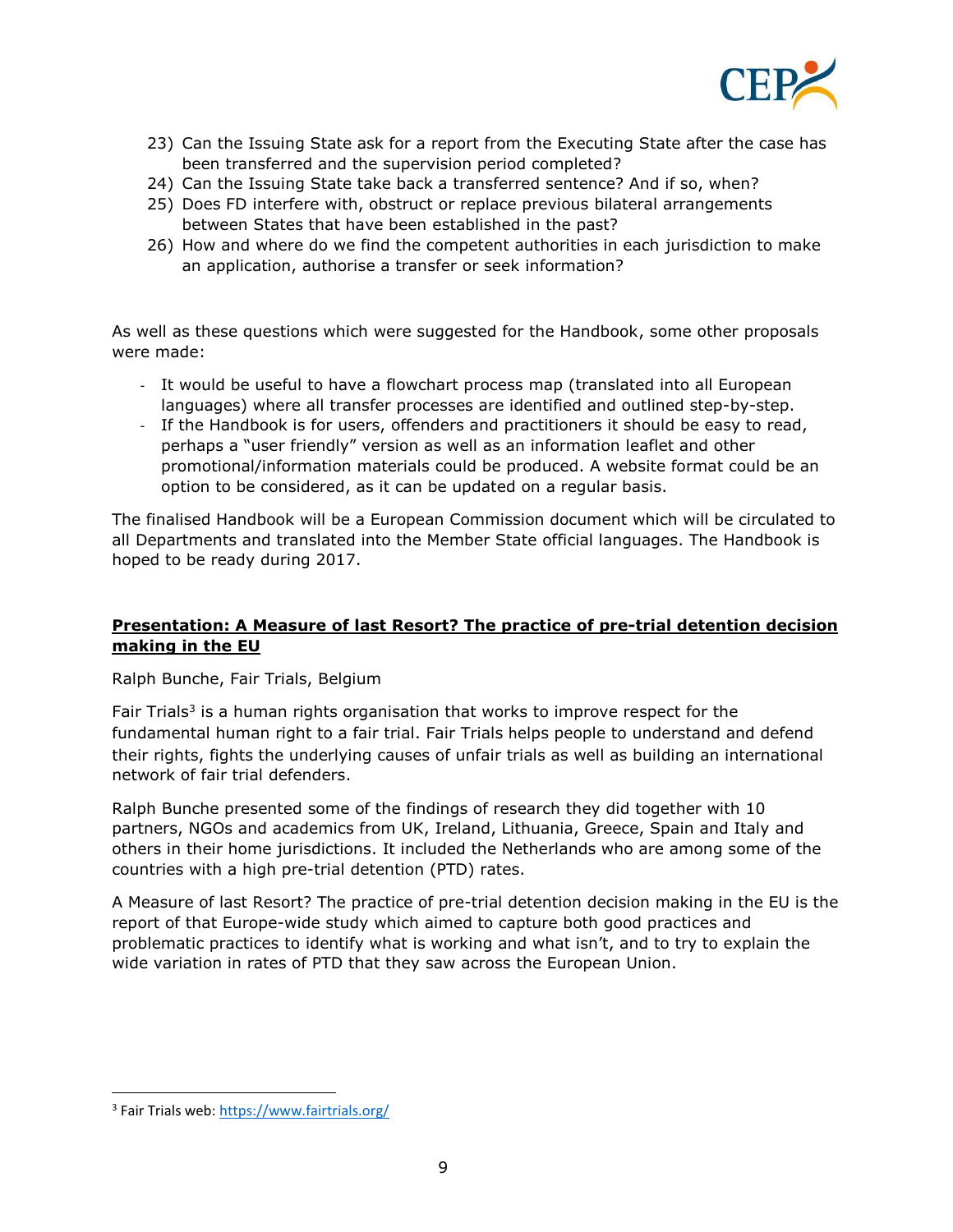23) Can the Issuing State ask for a report from the Executing State after the case has been transferred and the supervision period completed?
24) Can the Issuing State take back a transferred sentence? And if so, when?
25) Does FD interfere with, obstruct or replace previous bilateral arrangements between States that have been established in the past?
26) How and where do we find the competent authorities in each jurisdiction to make an application, authorise a transfer or seek information?

As well as these questions which were suggested for the Handbook, some other proposals were made:

- It would be useful to have a flowchart process map (translated into all European languages) where all transfer processes are identified and outlined step-by-step.
- If the Handbook is for users, offenders and practitioners it should be easy to read, perhaps a "user friendly" version as well as an information leaflet and other promotional/information materials could be produced. A website format could be an option to be considered, as it can be updated on a regular basis.

The finalised Handbook will be a European Commission document which will be circulated to all Departments and translated into the Member State official languages. The Handbook is hoped to be ready during 2017.

**Presentation: A Measure of last Resort? The practice of pre-trial detention decision making in the EU**

Ralph Bunche, Fair Trials, Belgium

Fair Trials[3] is a human rights organisation that works to improve respect for the fundamental human right to a fair trial. Fair Trials helps people to understand and defend their rights, fights the underlying causes of unfair trials as well as building an international network of fair trial defenders.

Ralph Bunche presented some of the findings of research they did together with 10 partners, NGOs and academics from UK, Ireland, Lithuania, Greece, Spain and Italy and others in their home jurisdictions. It included the Netherlands who are among some of the countries with a high pre-trial detention (PTD) rates.

A Measure of last Resort? The practice of pre-trial detention decision making in the EU is the report of that Europe-wide study which aimed to capture both good practices and problematic practices to identify what is working and what isn't, and to try to explain the wide variation in rates of PTD that they saw across the European Union.

[3] Fair Trials web: https://www.fairtrials.org/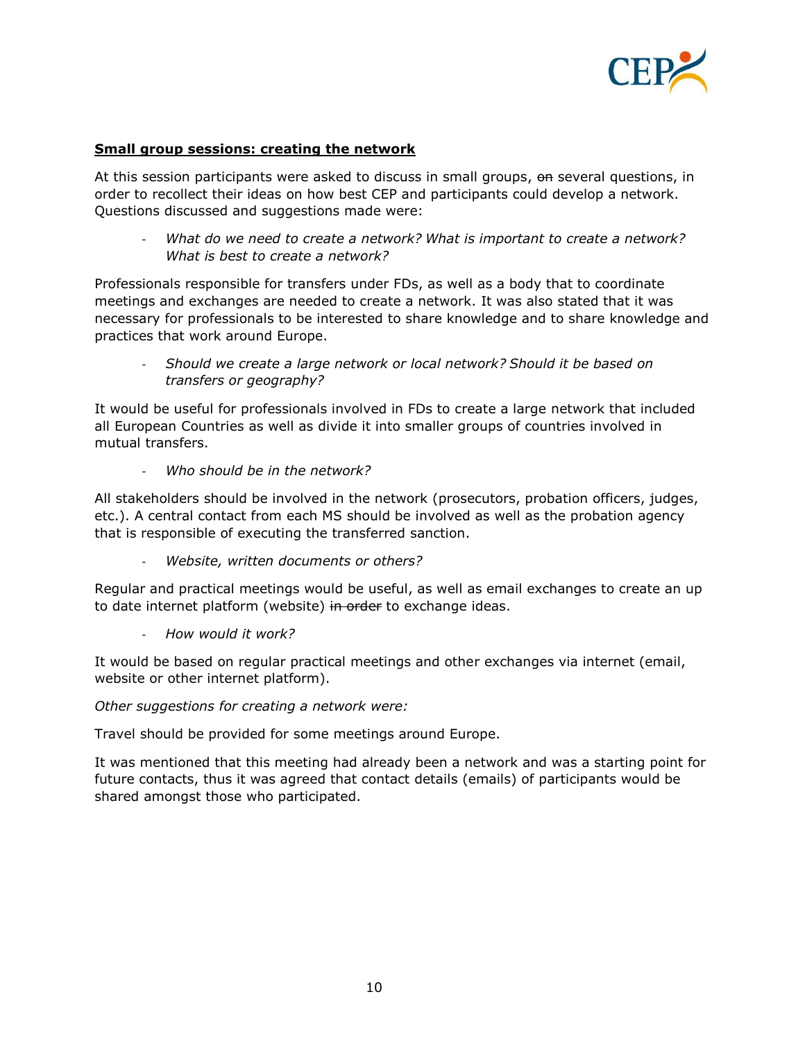**Small group sessions: creating the network**

At this session participants were asked to discuss in small groups, ~~on~~ several questions, in order to recollect their ideas on how best CEP and participants could develop a network. Questions discussed and suggestions made were:

- *What do we need to create a network? What is important to create a network? What is best to create a network?*

Professionals responsible for transfers under FDs, as well as a body that to coordinate meetings and exchanges are needed to create a network. It was also stated that it was necessary for professionals to be interested to share knowledge and to share knowledge and practices that work around Europe.

- *Should we create a large network or local network? Should it be based on transfers or geography?*

It would be useful for professionals involved in FDs to create a large network that included all European Countries as well as divide it into smaller groups of countries involved in mutual transfers.

- *Who should be in the network?*

All stakeholders should be involved in the network (prosecutors, probation officers, judges, etc.). A central contact from each MS should be involved as well as the probation agency that is responsible of executing the transferred sanction.

- *Website, written documents or others?*

Regular and practical meetings would be useful, as well as email exchanges to create an up to date internet platform (website) ~~in order~~ to exchange ideas.

- *How would it work?*

It would be based on regular practical meetings and other exchanges via internet (email, website or other internet platform).

*Other suggestions for creating a network were:*

Travel should be provided for some meetings around Europe.

It was mentioned that this meeting had already been a network and was a starting point for future contacts, thus it was agreed that contact details (emails) of participants would be shared amongst those who participated.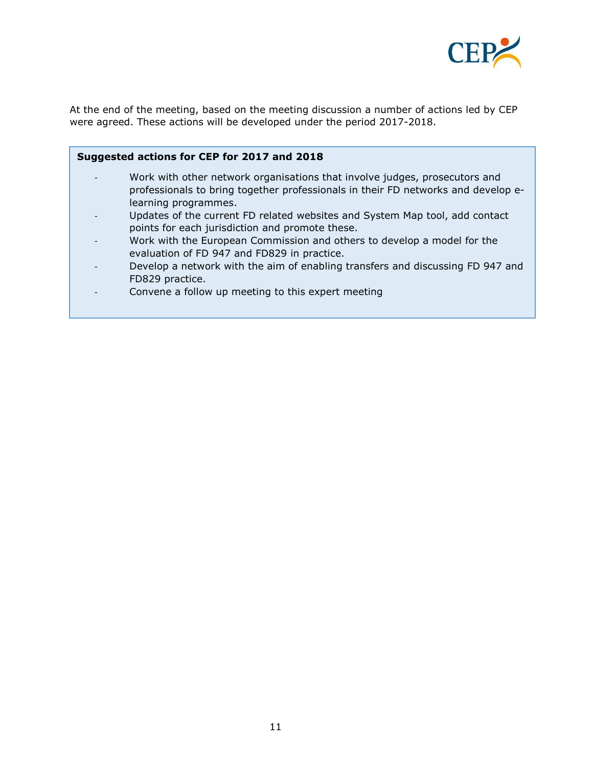At the end of the meeting, based on the meeting discussion a number of actions led by CEP were agreed. These actions will be developed under the period 2017-2018.

**Suggested actions for CEP for 2017 and 2018**

- Work with other network organisations that involve judges, prosecutors and professionals to bring together professionals in their FD networks and develop e-learning programmes.
- Updates of the current FD related websites and System Map tool, add contact points for each jurisdiction and promote these.
- Work with the European Commission and others to develop a model for the evaluation of FD 947 and FD829 in practice.
- Develop a network with the aim of enabling transfers and discussing FD 947 and FD829 practice.
- Convene a follow up meeting to this expert meeting